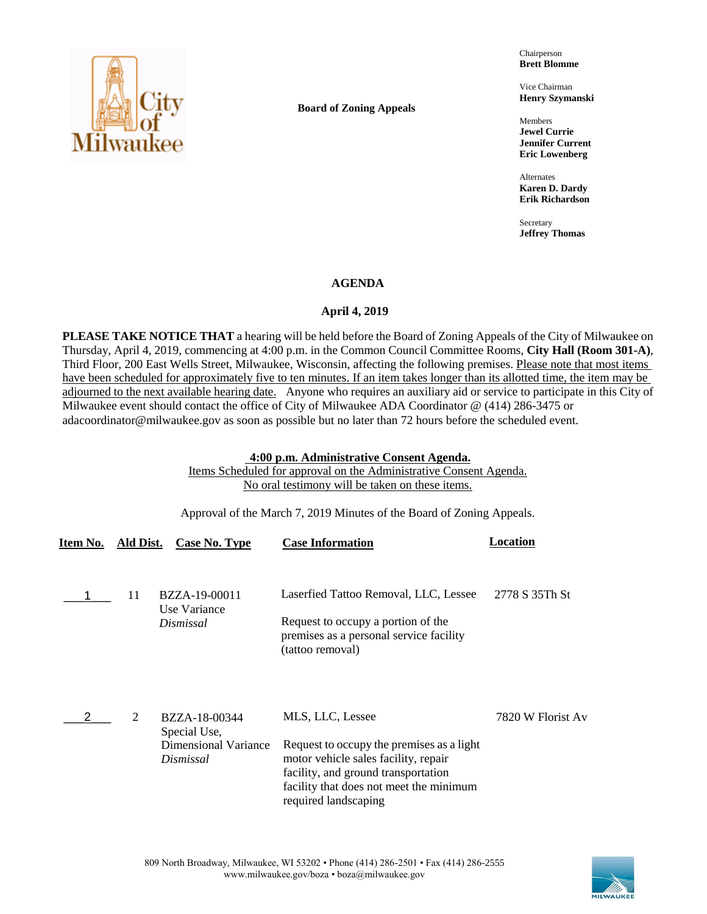City of Milwaukee

**Board of Zoning Appeals**

Chairperson
**Brett Blomme**

Vice Chairman
**Henry Szymanski**

Members
**Jewel Currie**
**Jennifer Current**
**Eric Lowenberg**

Alternates
**Karen D. Dardy**
**Erik Richardson**

Secretary
**Jeffrey Thomas**

## AGENDA

### April 4, 2019

**PLEASE TAKE NOTICE THAT** a hearing will be held before the Board of Zoning Appeals of the City of Milwaukee on Thursday, April 4, 2019, commencing at 4:00 p.m. in the Common Council Committee Rooms, **City Hall (Room 301-A)**, Third Floor, 200 East Wells Street, Milwaukee, Wisconsin, affecting the following premises. Please note that most items have been scheduled for approximately five to ten minutes. If an item takes longer than its allotted time, the item may be adjourned to the next available hearing date. Anyone who requires an auxiliary aid or service to participate in this City of Milwaukee event should contact the office of City of Milwaukee ADA Coordinator @ (414) 286-3475 or adacoordinator@milwaukee.gov as soon as possible but no later than 72 hours before the scheduled event.

**4:00 p.m. Administrative Consent Agenda.**
Items Scheduled for approval on the Administrative Consent Agenda.
No oral testimony will be taken on these items.

Approval of the March 7, 2019 Minutes of the Board of Zoning Appeals.

| Item No. | Ald Dist. | Case No. Type | Case Information | Location |
|---|---|---|---|---|
| 1 | 11 | BZZA-19-00011<br>Use Variance<br>*Dismissal* | Laserfied Tattoo Removal, LLC, Lessee<br><br>Request to occupy a portion of the premises as a personal service facility (tattoo removal) | 2778 S 35Th St |
| 2 | 2 | BZZA-18-00344<br>Special Use,<br>Dimensional Variance<br>*Dismissal* | MLS, LLC, Lessee<br><br>Request to occupy the premises as a light motor vehicle sales facility, repair facility, and ground transportation facility that does not meet the minimum required landscaping | 7820 W Florist Av |

809 North Broadway, Milwaukee, WI 53202 • Phone (414) 286-2501 • Fax (414) 286-2555
www.milwaukee.gov/boza • boza@milwaukee.gov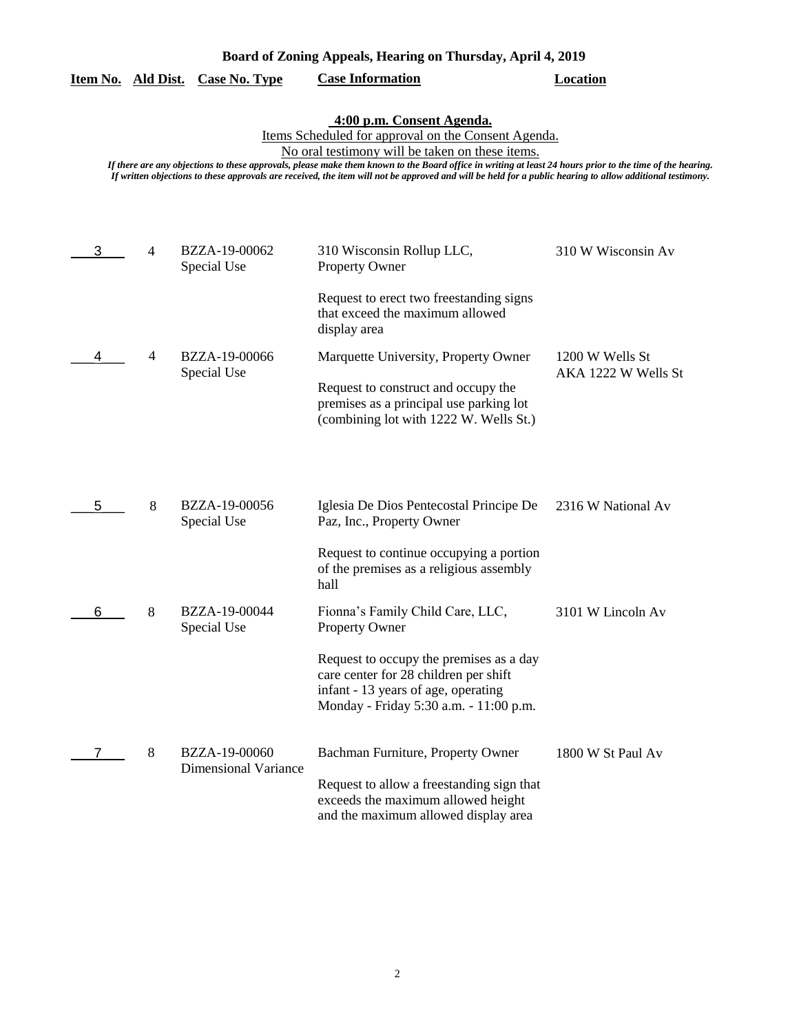**Board of Zoning Appeals, Hearing on Thursday, April 4, 2019**

**4:00 p.m. Consent Agenda.**

Items Scheduled for approval on the Consent Agenda.

No oral testimony will be taken on these items.

*If there are any objections to these approvals, please make them known to the Board office in writing at least 24 hours prior to the time of the hearing.*
*If written objections to these approvals are received, the item will not be approved and will be held for a public hearing to allow additional testimony.*

| Item No. | Ald Dist. | Case No. Type | Case Information | Location |
|---|---|---|---|---|
| 3 | 4 | BZZA-19-00062 Special Use | 310 Wisconsin Rollup LLC, Property Owner<br><br>Request to erect two freestanding signs that exceed the maximum allowed display area | 310 W Wisconsin Av |
| 4 | 4 | BZZA-19-00066 Special Use | Marquette University, Property Owner<br><br>Request to construct and occupy the premises as a principal use parking lot (combining lot with 1222 W. Wells St.) | 1200 W Wells St AKA 1222 W Wells St |
| 5 | 8 | BZZA-19-00056 Special Use | Iglesia De Dios Pentecostal Principe De Paz, Inc., Property Owner<br><br>Request to continue occupying a portion of the premises as a religious assembly hall | 2316 W National Av |
| 6 | 8 | BZZA-19-00044 Special Use | Fionna's Family Child Care, LLC, Property Owner<br><br>Request to occupy the premises as a day care center for 28 children per shift infant - 13 years of age, operating Monday - Friday 5:30 a.m. - 11:00 p.m. | 3101 W Lincoln Av |
| 7 | 8 | BZZA-19-00060 Dimensional Variance | Bachman Furniture, Property Owner<br><br>Request to allow a freestanding sign that exceeds the maximum allowed height and the maximum allowed display area | 1800 W St Paul Av |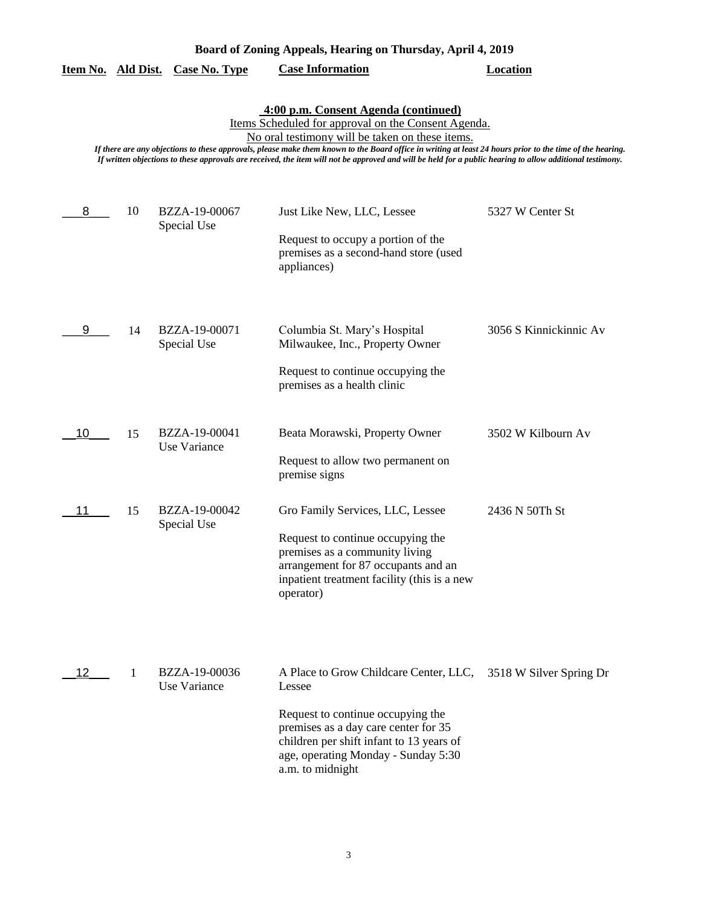# Board of Zoning Appeals, Hearing on Thursday, April 4, 2019

## 4:00 p.m. Consent Agenda (continued)

Items Scheduled for approval on the Consent Agenda.

No oral testimony will be taken on these items.

*If there are any objections to these approvals, please make them known to the Board office in writing at least 24 hours prior to the time of the hearing. If written objections to these approvals are received, the item will not be approved and will be held for a public hearing to allow additional testimony.*

| Item No. | Ald Dist. | Case No. Type | Case Information | Location |
|---|---|---|---|---|
| 8 | 10 | BZZA-19-00067 Special Use | Just Like New, LLC, Lessee<br><br>Request to occupy a portion of the premises as a second-hand store (used appliances) | 5327 W Center St |
| 9 | 14 | BZZA-19-00071 Special Use | Columbia St. Mary's Hospital Milwaukee, Inc., Property Owner<br><br>Request to continue occupying the premises as a health clinic | 3056 S Kinnickinnic Av |
| 10 | 15 | BZZA-19-00041 Use Variance | Beata Morawski, Property Owner<br><br>Request to allow two permanent on premise signs | 3502 W Kilbourn Av |
| 11 | 15 | BZZA-19-00042 Special Use | Gro Family Services, LLC, Lessee<br><br>Request to continue occupying the premises as a community living arrangement for 87 occupants and an inpatient treatment facility (this is a new operator) | 2436 N 50Th St |
| 12 | 1 | BZZA-19-00036 Use Variance | A Place to Grow Childcare Center, LLC, Lessee<br><br>Request to continue occupying the premises as a day care center for 35 children per shift infant to 13 years of age, operating Monday - Sunday 5:30 a.m. to midnight | 3518 W Silver Spring Dr |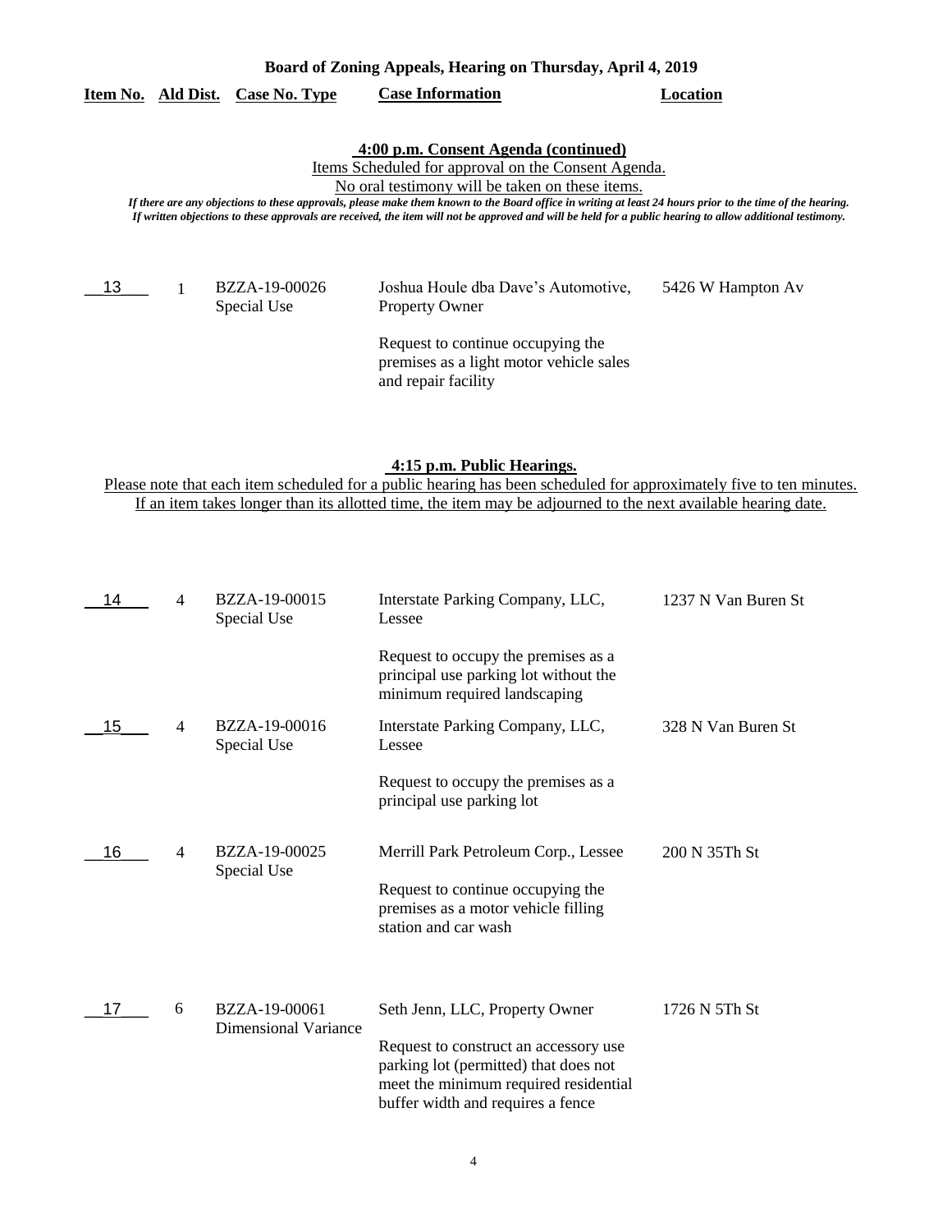**Board of Zoning Appeals, Hearing on Thursday, April 4, 2019**

| Item No. | Ald Dist. | Case No. Type | Case Information | Location |
|---|---|---|---|---|

**4:00 p.m. Consent Agenda (continued)**

Items Scheduled for approval on the Consent Agenda.

No oral testimony will be taken on these items.

*If there are any objections to these approvals, please make them known to the Board office in writing at least 24 hours prior to the time of the hearing. If written objections to these approvals are received, the item will not be approved and will be held for a public hearing to allow additional testimony.*

| Item No. | Ald Dist. | Case No. Type | Case Information | Location |
|---|---|---|---|---|
| 13 | 1 | BZZA-19-00026 Special Use | Joshua Houle dba Dave's Automotive, Property Owner<br><br>Request to continue occupying the premises as a light motor vehicle sales and repair facility | 5426 W Hampton Av |

**4:15 p.m. Public Hearings.**

Please note that each item scheduled for a public hearing has been scheduled for approximately five to ten minutes. If an item takes longer than its allotted time, the item may be adjourned to the next available hearing date.

| Item No. | Ald Dist. | Case No. Type | Case Information | Location |
|---|---|---|---|---|
| 14 | 4 | BZZA-19-00015 Special Use | Interstate Parking Company, LLC, Lessee<br><br>Request to occupy the premises as a principal use parking lot without the minimum required landscaping | 1237 N Van Buren St |
| 15 | 4 | BZZA-19-00016 Special Use | Interstate Parking Company, LLC, Lessee<br><br>Request to occupy the premises as a principal use parking lot | 328 N Van Buren St |
| 16 | 4 | BZZA-19-00025 Special Use | Merrill Park Petroleum Corp., Lessee<br><br>Request to continue occupying the premises as a motor vehicle filling station and car wash | 200 N 35Th St |
| 17 | 6 | BZZA-19-00061 Dimensional Variance | Seth Jenn, LLC, Property Owner<br><br>Request to construct an accessory use parking lot (permitted) that does not meet the minimum required residential buffer width and requires a fence | 1726 N 5Th St |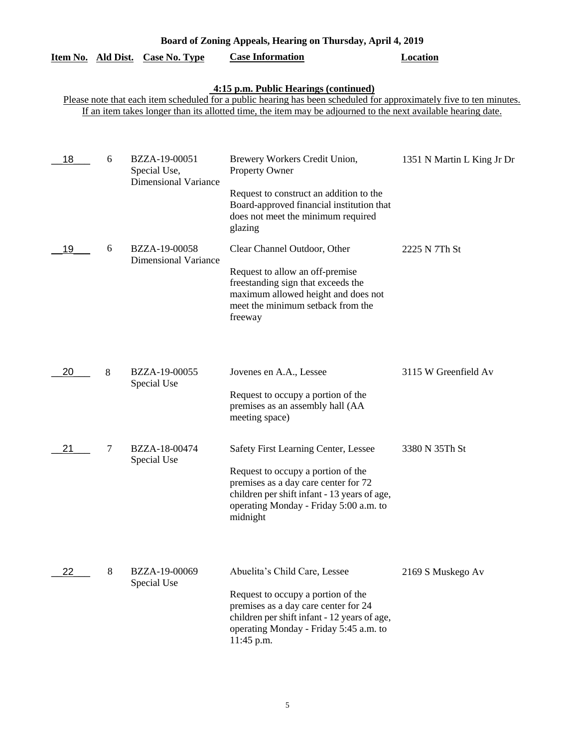## Board of Zoning Appeals, Hearing on Thursday, April 4, 2019

### 4:15 p.m. Public Hearings (continued)

Please note that each item scheduled for a public hearing has been scheduled for approximately five to ten minutes. If an item takes longer than its allotted time, the item may be adjourned to the next available hearing date.

| Item No. | Ald Dist. | Case No. Type | Case Information | Location |
|---|---|---|---|---|
| 18 | 6 | BZZA-19-00051 Special Use, Dimensional Variance | Brewery Workers Credit Union, Property Owner<br><br>Request to construct an addition to the Board-approved financial institution that does not meet the minimum required glazing | 1351 N Martin L King Jr Dr |
| 19 | 6 | BZZA-19-00058 Dimensional Variance | Clear Channel Outdoor, Other<br><br>Request to allow an off-premise freestanding sign that exceeds the maximum allowed height and does not meet the minimum setback from the freeway | 2225 N 7Th St |
| 20 | 8 | BZZA-19-00055 Special Use | Jovenes en A.A., Lessee<br><br>Request to occupy a portion of the premises as an assembly hall (AA meeting space) | 3115 W Greenfield Av |
| 21 | 7 | BZZA-18-00474 Special Use | Safety First Learning Center, Lessee<br><br>Request to occupy a portion of the premises as a day care center for 72 children per shift infant - 13 years of age, operating Monday - Friday 5:00 a.m. to midnight | 3380 N 35Th St |
| 22 | 8 | BZZA-19-00069 Special Use | Abuelita's Child Care, Lessee<br><br>Request to occupy a portion of the premises as a day care center for 24 children per shift infant - 12 years of age, operating Monday - Friday 5:45 a.m. to 11:45 p.m. | 2169 S Muskego Av |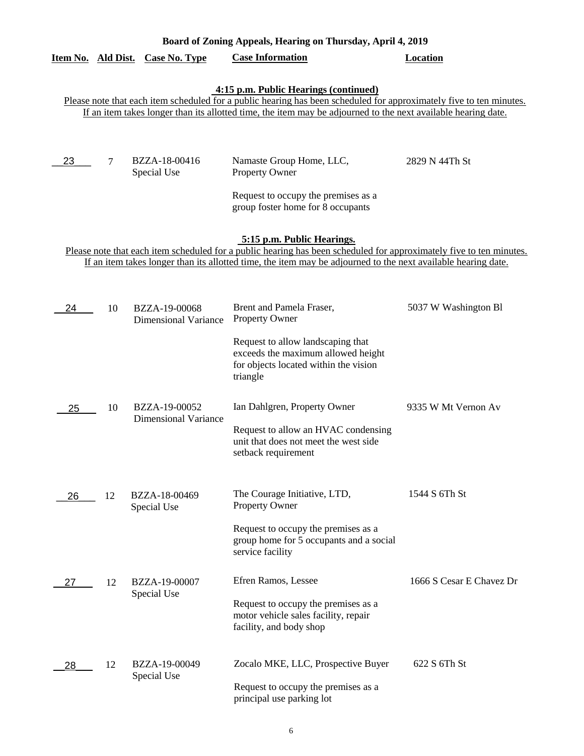**Board of Zoning Appeals, Hearing on Thursday, April 4, 2019**

| Item No. | Ald Dist. | Case No. Type | Case Information | Location |
|---|---|---|---|---|

**4:15 p.m. Public Hearings (continued)**

Please note that each item scheduled for a public hearing has been scheduled for approximately five to ten minutes. If an item takes longer than its allotted time, the item may be adjourned to the next available hearing date.

| Item No. | Ald Dist. | Case No. Type | Case Information | Location |
|---|---|---|---|---|
| 23 | 7 | BZZA-18-00416 Special Use | Namaste Group Home, LLC, Property Owner<br><br>Request to occupy the premises as a group foster home for 8 occupants | 2829 N 44Th St |

**5:15 p.m. Public Hearings.**

Please note that each item scheduled for a public hearing has been scheduled for approximately five to ten minutes. If an item takes longer than its allotted time, the item may be adjourned to the next available hearing date.

| Item No. | Ald Dist. | Case No. Type | Case Information | Location |
|---|---|---|---|---|
| 24 | 10 | BZZA-19-00068 Dimensional Variance | Brent and Pamela Fraser, Property Owner<br><br>Request to allow landscaping that exceeds the maximum allowed height for objects located within the vision triangle | 5037 W Washington Bl |
| 25 | 10 | BZZA-19-00052 Dimensional Variance | Ian Dahlgren, Property Owner<br><br>Request to allow an HVAC condensing unit that does not meet the west side setback requirement | 9335 W Mt Vernon Av |
| 26 | 12 | BZZA-18-00469 Special Use | The Courage Initiative, LTD, Property Owner<br><br>Request to occupy the premises as a group home for 5 occupants and a social service facility | 1544 S 6Th St |
| 27 | 12 | BZZA-19-00007 Special Use | Efren Ramos, Lessee<br><br>Request to occupy the premises as a motor vehicle sales facility, repair facility, and body shop | 1666 S Cesar E Chavez Dr |
| 28 | 12 | BZZA-19-00049 Special Use | Zocalo MKE, LLC, Prospective Buyer<br><br>Request to occupy the premises as a principal use parking lot | 622 S 6Th St |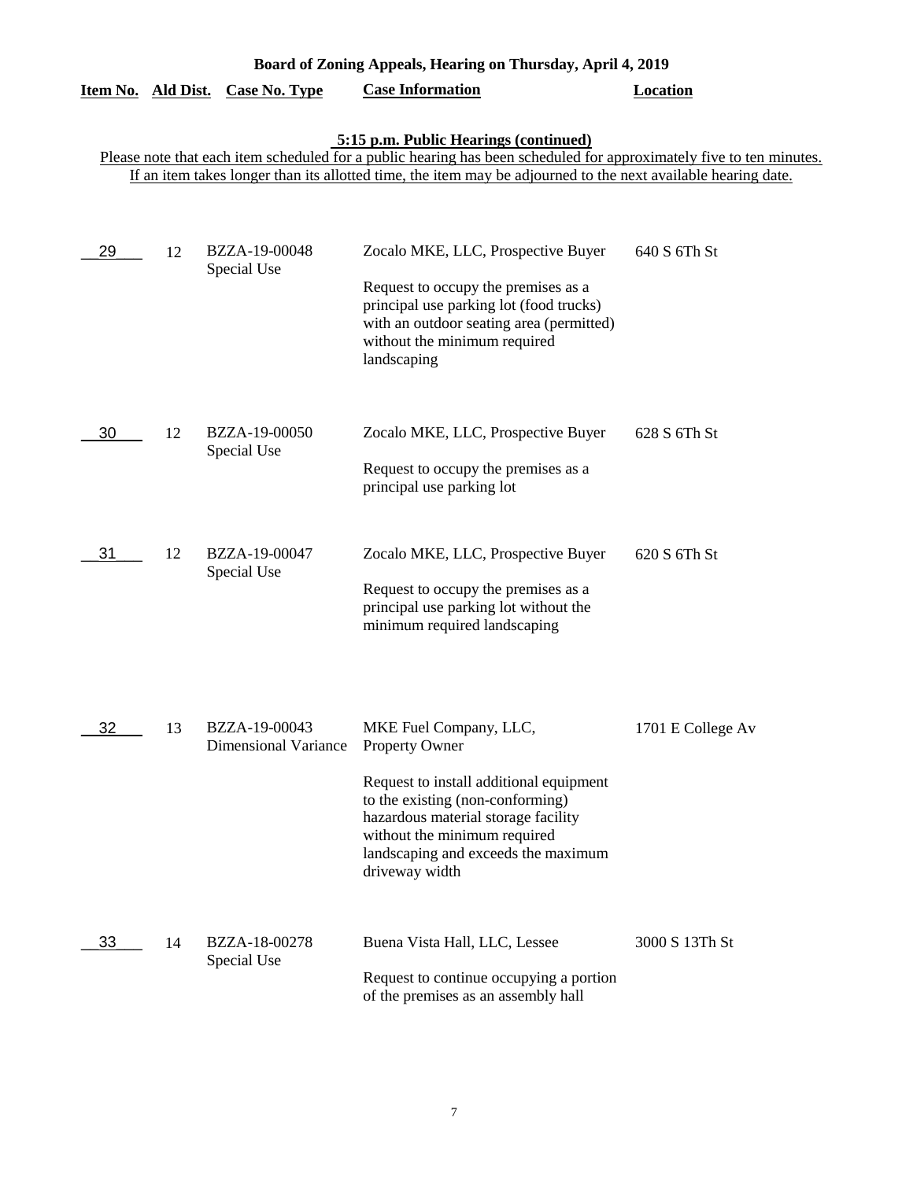**Board of Zoning Appeals, Hearing on Thursday, April 4, 2019**

**5:15 p.m. Public Hearings (continued)**

Please note that each item scheduled for a public hearing has been scheduled for approximately five to ten minutes. If an item takes longer than its allotted time, the item may be adjourned to the next available hearing date.

| Item No. | Ald Dist. | Case No. Type | Case Information | Location |
|---|---|---|---|---|
| 29 | 12 | BZZA-19-00048<br>Special Use | Zocalo MKE, LLC, Prospective Buyer<br><br>Request to occupy the premises as a principal use parking lot (food trucks) with an outdoor seating area (permitted) without the minimum required landscaping | 640 S 6Th St |
| 30 | 12 | BZZA-19-00050<br>Special Use | Zocalo MKE, LLC, Prospective Buyer<br><br>Request to occupy the premises as a principal use parking lot | 628 S 6Th St |
| 31 | 12 | BZZA-19-00047<br>Special Use | Zocalo MKE, LLC, Prospective Buyer<br><br>Request to occupy the premises as a principal use parking lot without the minimum required landscaping | 620 S 6Th St |
| 32 | 13 | BZZA-19-00043<br>Dimensional Variance | MKE Fuel Company, LLC, Property Owner<br><br>Request to install additional equipment to the existing (non-conforming) hazardous material storage facility without the minimum required landscaping and exceeds the maximum driveway width | 1701 E College Av |
| 33 | 14 | BZZA-18-00278<br>Special Use | Buena Vista Hall, LLC, Lessee<br><br>Request to continue occupying a portion of the premises as an assembly hall | 3000 S 13Th St |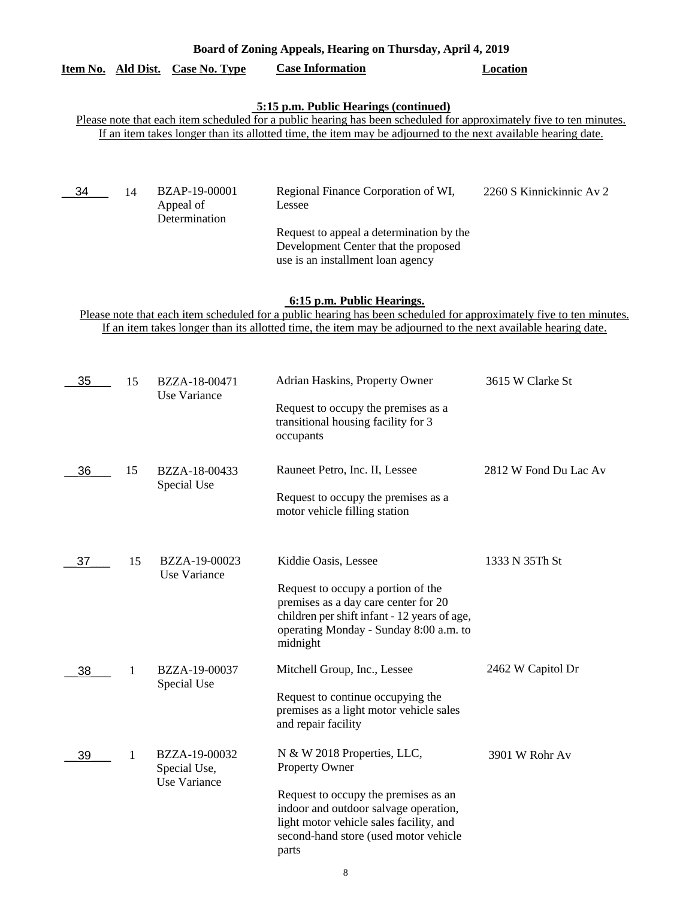## Board of Zoning Appeals, Hearing on Thursday, April 4, 2019

| Item No. | Ald Dist. | Case No. Type | Case Information | Location |
|---|---|---|---|---|

### 5:15 p.m. Public Hearings (continued)

Please note that each item scheduled for a public hearing has been scheduled for approximately five to ten minutes. If an item takes longer than its allotted time, the item may be adjourned to the next available hearing date.

| Item No. | Ald Dist. | Case No. Type | Case Information | Location |
|---|---|---|---|---|
| 34 | 14 | BZAP-19-00001 Appeal of Determination | Regional Finance Corporation of WI, Lessee<br><br>Request to appeal a determination by the Development Center that the proposed use is an installment loan agency | 2260 S Kinnickinnic Av 2 |

### 6:15 p.m. Public Hearings.

Please note that each item scheduled for a public hearing has been scheduled for approximately five to ten minutes. If an item takes longer than its allotted time, the item may be adjourned to the next available hearing date.

| Item No. | Ald Dist. | Case No. Type | Case Information | Location |
|---|---|---|---|---|
| 35 | 15 | BZZA-18-00471 Use Variance | Adrian Haskins, Property Owner<br><br>Request to occupy the premises as a transitional housing facility for 3 occupants | 3615 W Clarke St |
| 36 | 15 | BZZA-18-00433 Special Use | Rauneet Petro, Inc. II, Lessee<br><br>Request to occupy the premises as a motor vehicle filling station | 2812 W Fond Du Lac Av |
| 37 | 15 | BZZA-19-00023 Use Variance | Kiddie Oasis, Lessee<br><br>Request to occupy a portion of the premises as a day care center for 20 children per shift infant - 12 years of age, operating Monday - Sunday 8:00 a.m. to midnight | 1333 N 35Th St |
| 38 | 1 | BZZA-19-00037 Special Use | Mitchell Group, Inc., Lessee<br><br>Request to continue occupying the premises as a light motor vehicle sales and repair facility | 2462 W Capitol Dr |
| 39 | 1 | BZZA-19-00032 Special Use, Use Variance | N & W 2018 Properties, LLC, Property Owner<br><br>Request to occupy the premises as an indoor and outdoor salvage operation, light motor vehicle sales facility, and second-hand store (used motor vehicle parts | 3901 W Rohr Av |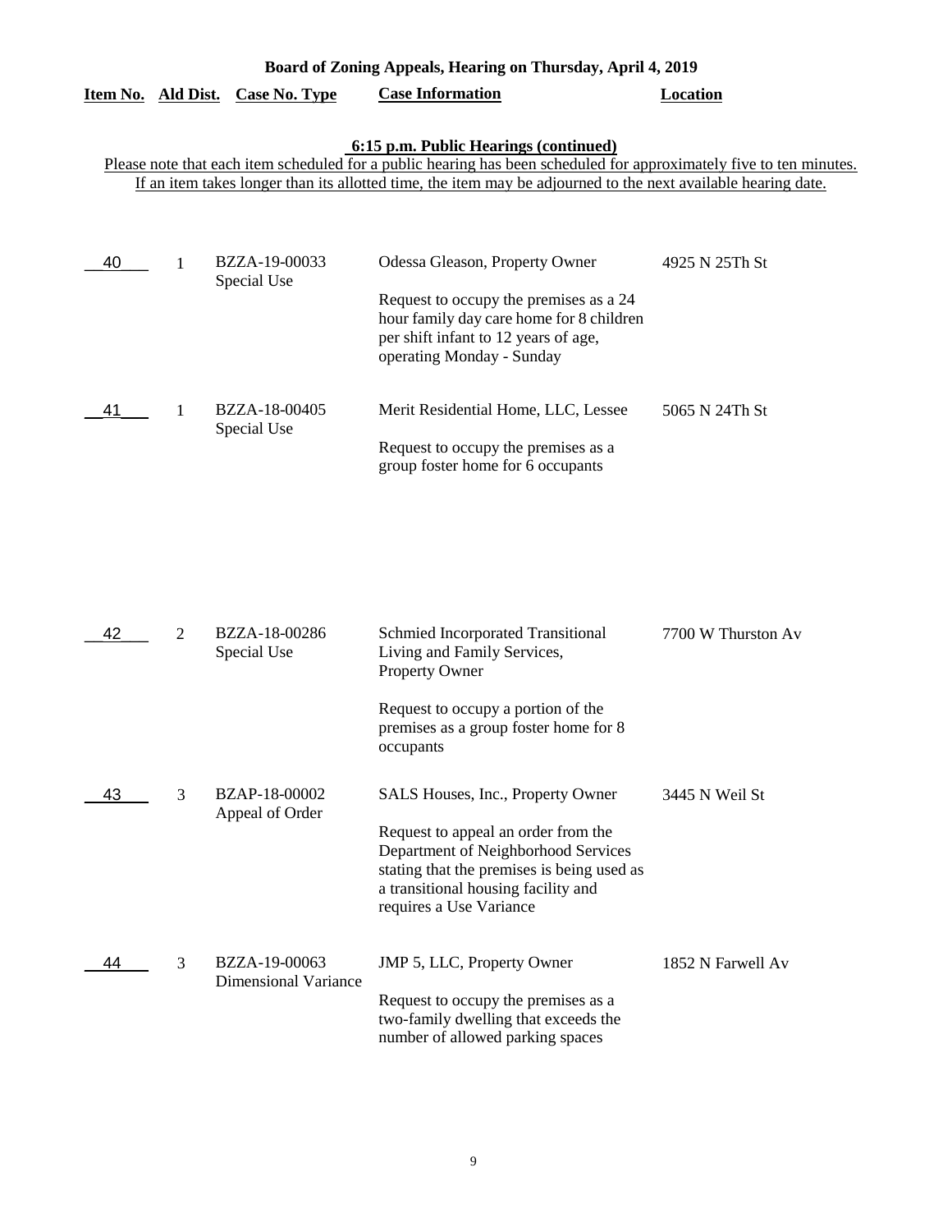## Board of Zoning Appeals, Hearing on Thursday, April 4, 2019

### 6:15 p.m. Public Hearings (continued)

Please note that each item scheduled for a public hearing has been scheduled for approximately five to ten minutes. If an item takes longer than its allotted time, the item may be adjourned to the next available hearing date.

| Item No. | Ald Dist. | Case No. Type | Case Information | Location |
|---|---|---|---|---|
| 40 | 1 | BZZA-19-00033 Special Use | Odessa Gleason, Property Owner<br><br>Request to occupy the premises as a 24 hour family day care home for 8 children per shift infant to 12 years of age, operating Monday - Sunday | 4925 N 25Th St |
| 41 | 1 | BZZA-18-00405 Special Use | Merit Residential Home, LLC, Lessee<br><br>Request to occupy the premises as a group foster home for 6 occupants | 5065 N 24Th St |
| 42 | 2 | BZZA-18-00286 Special Use | Schmied Incorporated Transitional Living and Family Services, Property Owner<br><br>Request to occupy a portion of the premises as a group foster home for 8 occupants | 7700 W Thurston Av |
| 43 | 3 | BZAP-18-00002 Appeal of Order | SALS Houses, Inc., Property Owner<br><br>Request to appeal an order from the Department of Neighborhood Services stating that the premises is being used as a transitional housing facility and requires a Use Variance | 3445 N Weil St |
| 44 | 3 | BZZA-19-00063 Dimensional Variance | JMP 5, LLC, Property Owner<br><br>Request to occupy the premises as a two-family dwelling that exceeds the number of allowed parking spaces | 1852 N Farwell Av |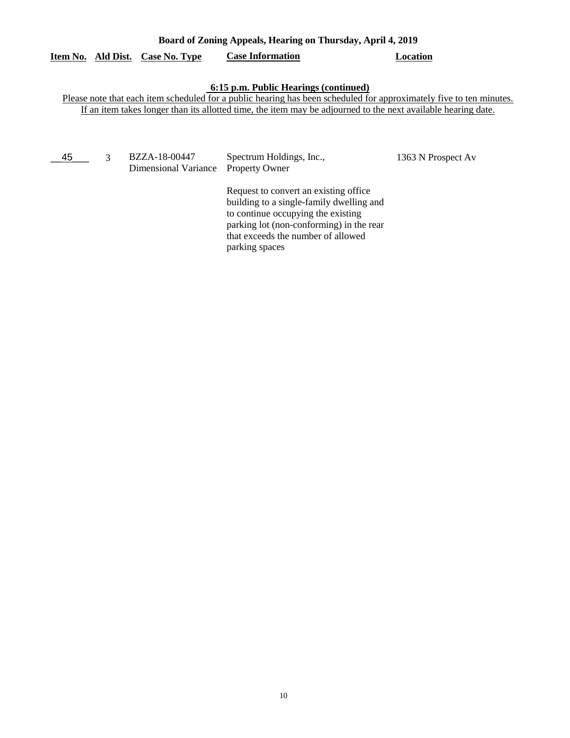**Board of Zoning Appeals, Hearing on Thursday, April 4, 2019**

**6:15 p.m. Public Hearings (continued)**

Please note that each item scheduled for a public hearing has been scheduled for approximately five to ten minutes. If an item takes longer than its allotted time, the item may be adjourned to the next available hearing date.

| Item No. | Ald Dist. | Case No. Type | Case Information | Location |
|---|---|---|---|---|
| 45 | 3 | BZZA-18-00447<br>Dimensional Variance | Spectrum Holdings, Inc.,<br>Property Owner<br><br>Request to convert an existing office building to a single-family dwelling and to continue occupying the existing parking lot (non-conforming) in the rear that exceeds the number of allowed parking spaces | 1363 N Prospect Av |